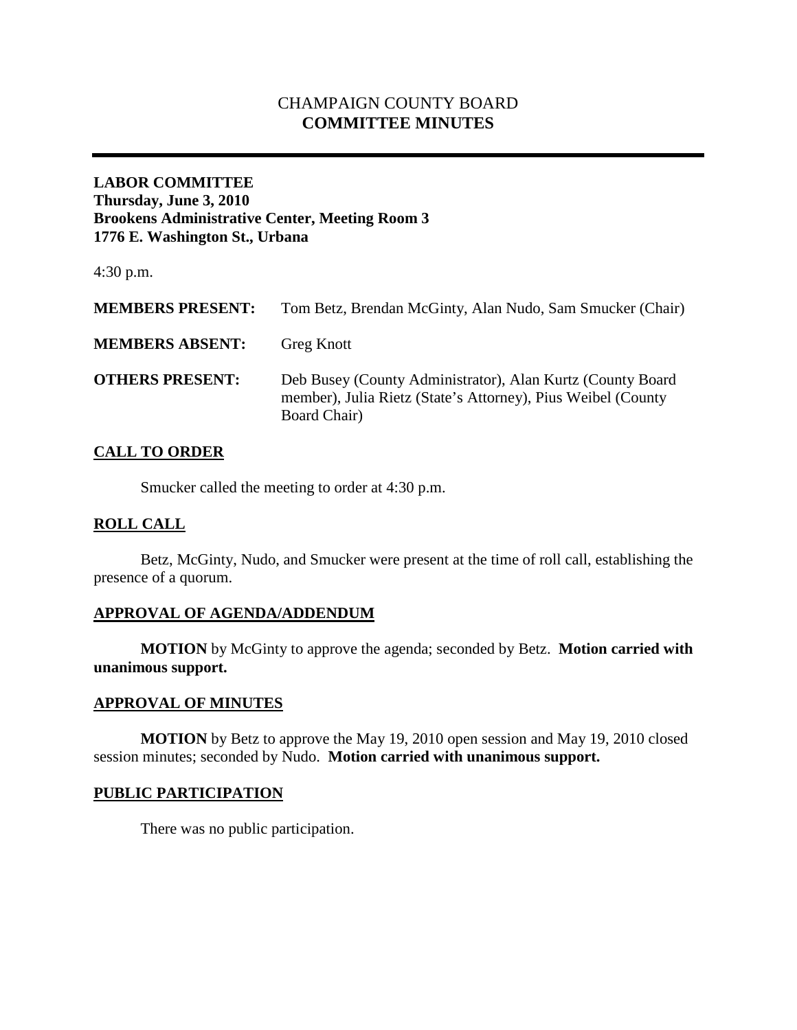# CHAMPAIGN COUNTY BOARD
# **COMMITTEE MINUTES**

---

**LABOR COMMITTEE**
**Thursday, June 3, 2010**
**Brookens Administrative Center, Meeting Room 3**
**1776 E. Washington St., Urbana**

4:30 p.m.

**MEMBERS PRESENT:** Tom Betz, Brendan McGinty, Alan Nudo, Sam Smucker (Chair)

**MEMBERS ABSENT:** Greg Knott

**OTHERS PRESENT:** Deb Busey (County Administrator), Alan Kurtz (County Board member), Julia Rietz (State's Attorney), Pius Weibel (County Board Chair)

## CALL TO ORDER

Smucker called the meeting to order at 4:30 p.m.

## ROLL CALL

Betz, McGinty, Nudo, and Smucker were present at the time of roll call, establishing the presence of a quorum.

## APPROVAL OF AGENDA/ADDENDUM

**MOTION** by McGinty to approve the agenda; seconded by Betz. **Motion carried with unanimous support.**

## APPROVAL OF MINUTES

**MOTION** by Betz to approve the May 19, 2010 open session and May 19, 2010 closed session minutes; seconded by Nudo. **Motion carried with unanimous support.**

## PUBLIC PARTICIPATION

There was no public participation.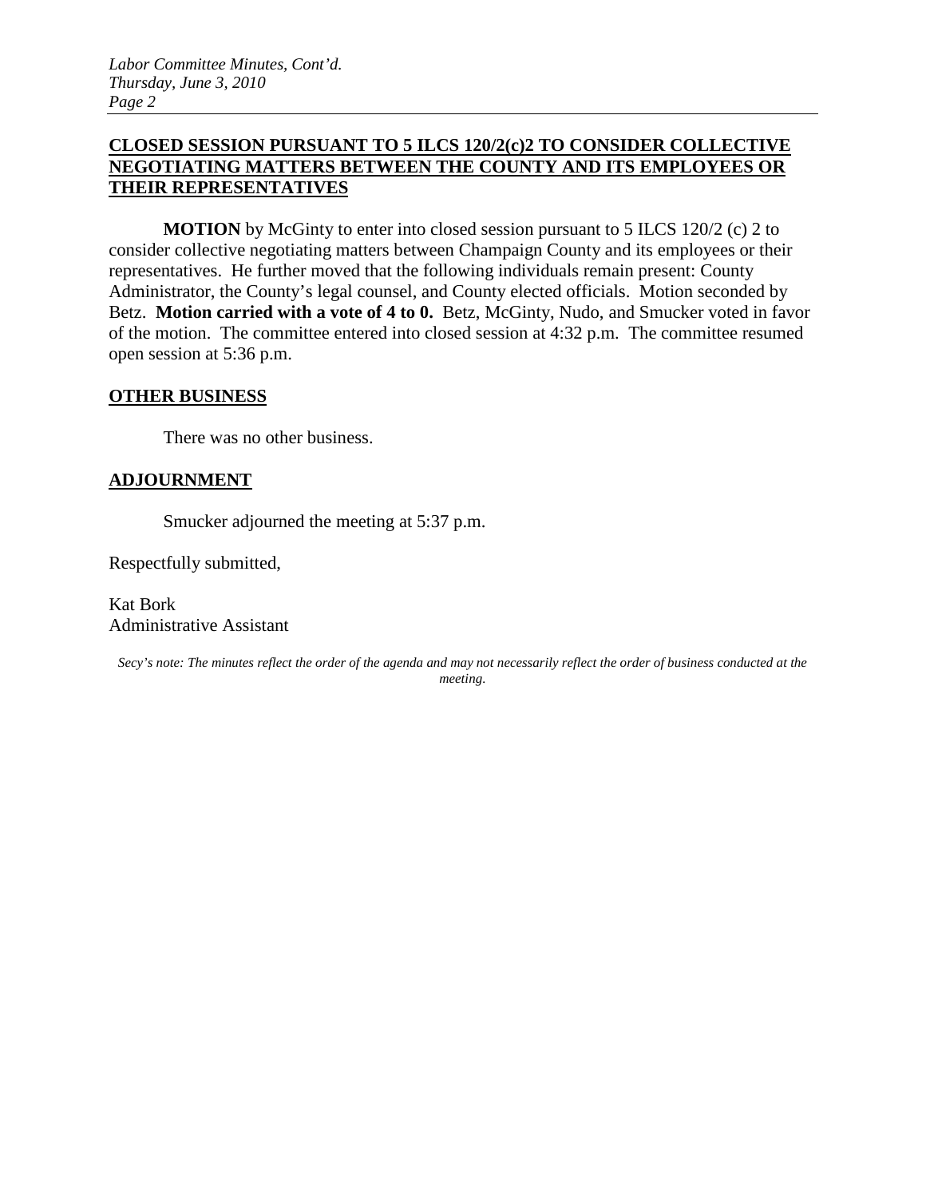## CLOSED SESSION PURSUANT TO 5 ILCS 120/2(c)2 TO CONSIDER COLLECTIVE NEGOTIATING MATTERS BETWEEN THE COUNTY AND ITS EMPLOYEES OR THEIR REPRESENTATIVES

**MOTION** by McGinty to enter into closed session pursuant to 5 ILCS 120/2 (c) 2 to consider collective negotiating matters between Champaign County and its employees or their representatives. He further moved that the following individuals remain present: County Administrator, the County's legal counsel, and County elected officials. Motion seconded by Betz. **Motion carried with a vote of 4 to 0.** Betz, McGinty, Nudo, and Smucker voted in favor of the motion. The committee entered into closed session at 4:32 p.m. The committee resumed open session at 5:36 p.m.

## OTHER BUSINESS

There was no other business.

## ADJOURNMENT

Smucker adjourned the meeting at 5:37 p.m.

Respectfully submitted,

Kat Bork
Administrative Assistant

*Secy's note: The minutes reflect the order of the agenda and may not necessarily reflect the order of business conducted at the meeting.*